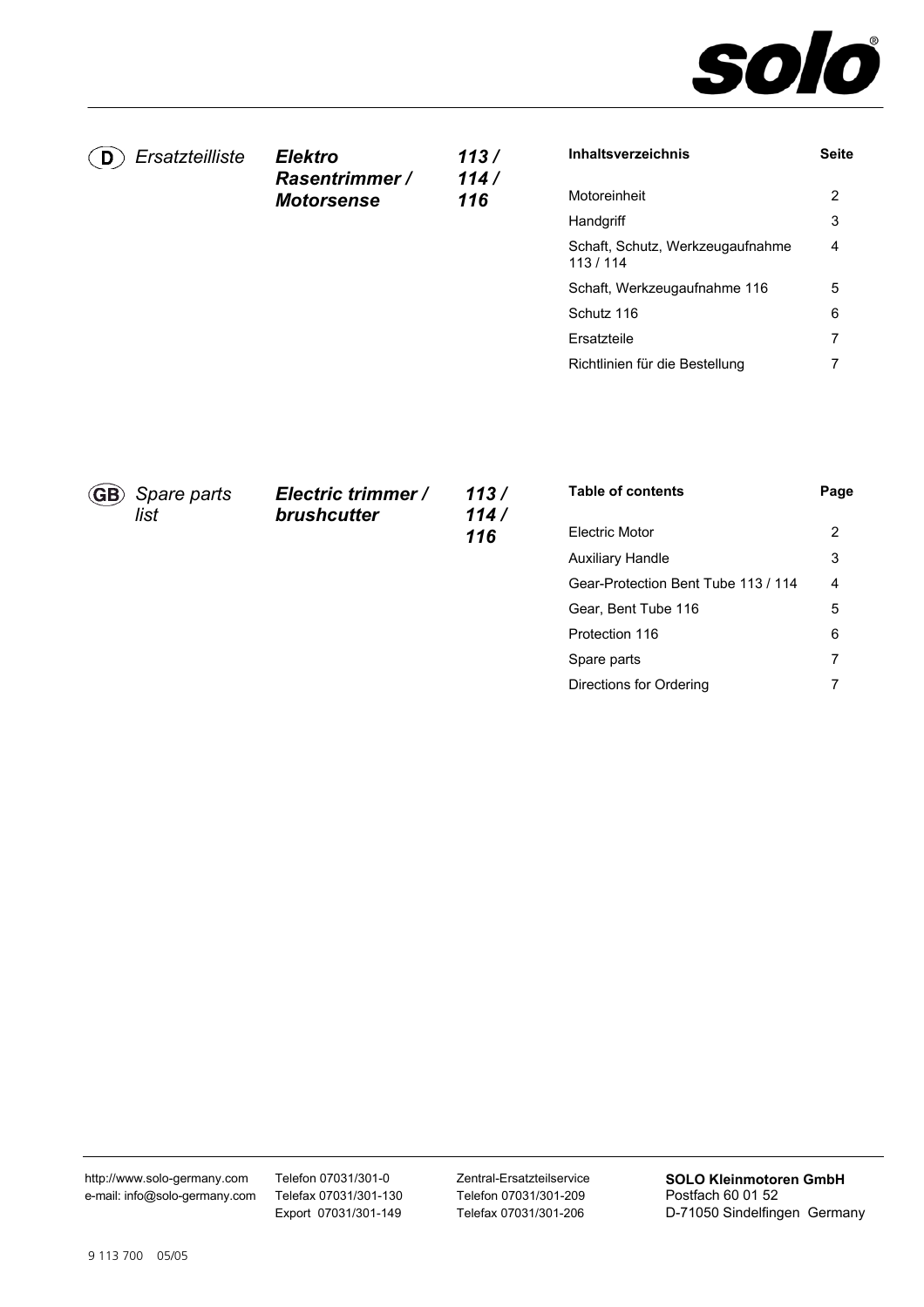**solo**®

**(D)** *Ersatzteilliste* ***Elektro Rasentrimmer / Motorsense*** ***113 / 114 / 116***

| **Inhaltsverzeichnis** | **Seite** |
|---|---|
| Motoreinheit | 2 |
| Handgriff | 3 |
| Schaft, Schutz, Werkzeugaufnahme 113 / 114 | 4 |
| Schaft, Werkzeugaufnahme 116 | 5 |
| Schutz 116 | 6 |
| Ersatzteile | 7 |
| Richtlinien für die Bestellung | 7 |

**(GB)** *Spare parts list* ***Electric trimmer / brushcutter*** ***113 / 114 / 116***

| **Table of contents** | **Page** |
|---|---|
| Electric Motor | 2 |
| Auxiliary Handle | 3 |
| Gear-Protection Bent Tube 113 / 114 | 4 |
| Gear, Bent Tube 116 | 5 |
| Protection 116 | 6 |
| Spare parts | 7 |
| Directions for Ordering | 7 |

http://www.solo-germany.com
e-mail: info@solo-germany.com

Telefon 07031/301-0
Telefax 07031/301-130
Export 07031/301-149

Zentral-Ersatzteilservice
Telefon 07031/301-209
Telefax 07031/301-206

**SOLO Kleinmotoren GmbH**
Postfach 60 01 52
D-71050 Sindelfingen Germany

9 113 700 05/05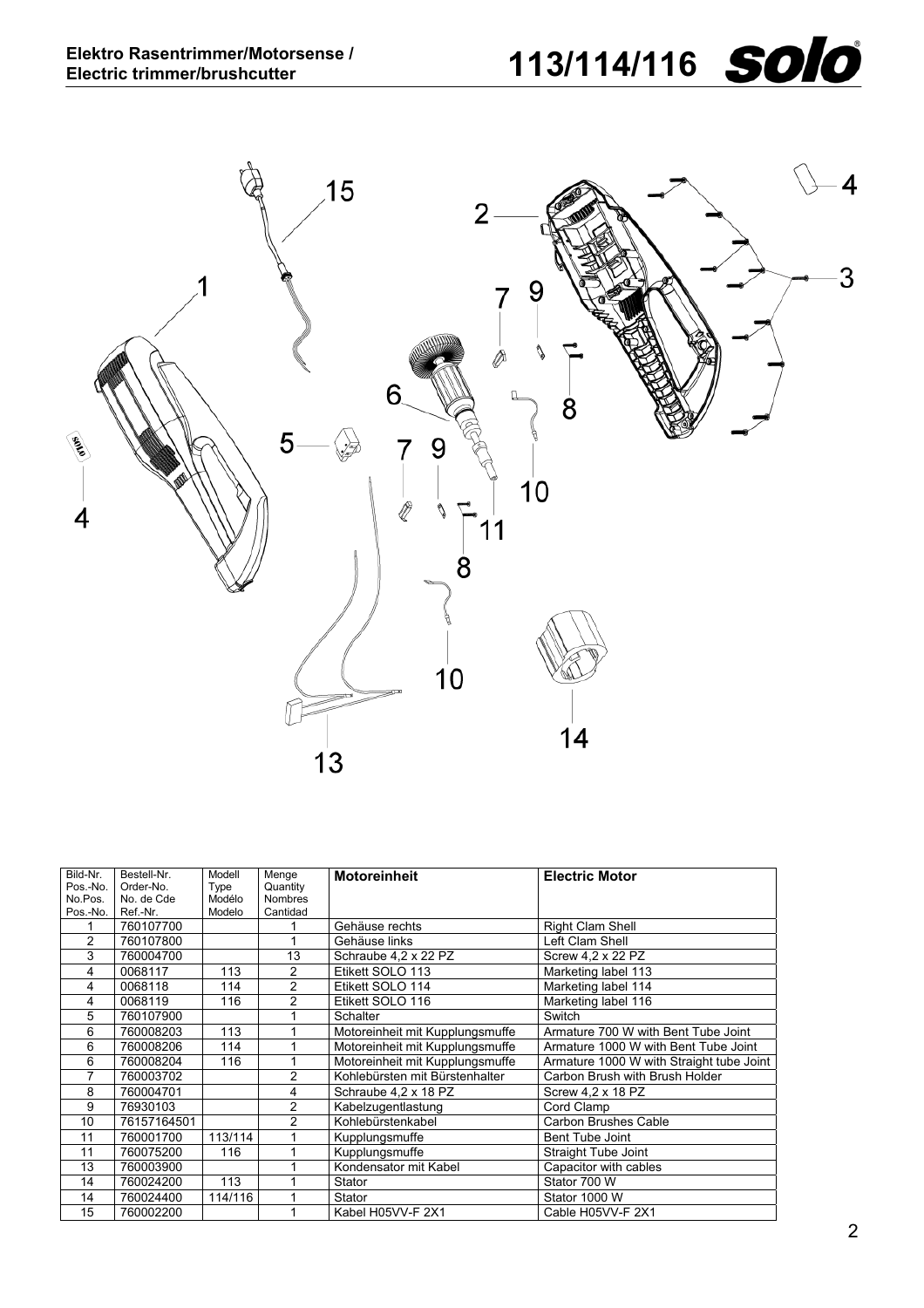| Bild-Nr. Pos.-No. No.Pos. Pos.-No. | Bestell-Nr. Order-No. No. de Cde Ref.-Nr. | Modell Type Modélo Modelo | Menge Quantity Nombres Cantidad | **Motoreinheit** | **Electric Motor** |
|---|---|---|---|---|---|
| 1 | 760107700 | | 1 | Gehäuse rechts | Right Clam Shell |
| 2 | 760107800 | | 1 | Gehäuse links | Left Clam Shell |
| 3 | 760004700 | | 13 | Schraube 4,2 x 22 PZ | Screw 4,2 x 22 PZ |
| 4 | 0068117 | 113 | 2 | Etikett SOLO 113 | Marketing label 113 |
| 4 | 0068118 | 114 | 2 | Etikett SOLO 114 | Marketing label 114 |
| 4 | 0068119 | 116 | 2 | Etikett SOLO 116 | Marketing label 116 |
| 5 | 760107900 | | 1 | Schalter | Switch |
| 6 | 760008203 | 113 | 1 | Motoreinheit mit Kupplungsmuffe | Armature 700 W with Bent Tube Joint |
| 6 | 760008206 | 114 | 1 | Motoreinheit mit Kupplungsmuffe | Armature 1000 W with Bent Tube Joint |
| 6 | 760008204 | 116 | 1 | Motoreinheit mit Kupplungsmuffe | Armature 1000 W with Straight tube Joint |
| 7 | 760003702 | | 2 | Kohlebürsten mit Bürstenhalter | Carbon Brush with Brush Holder |
| 8 | 760004701 | | 4 | Schraube 4,2 x 18 PZ | Screw 4,2 x 18 PZ |
| 9 | 76930103 | | 2 | Kabelzugentlastung | Cord Clamp |
| 10 | 76157164501 | | 2 | Kohlebürstenkabel | Carbon Brushes Cable |
| 11 | 760001700 | 113/114 | 1 | Kupplungsmuffe | Bent Tube Joint |
| 11 | 760075200 | 116 | 1 | Kupplungsmuffe | Straight Tube Joint |
| 13 | 760003900 | | 1 | Kondensator mit Kabel | Capacitor with cables |
| 14 | 760024200 | 113 | 1 | Stator | Stator 700 W |
| 14 | 760024400 | 114/116 | 1 | Stator | Stator 1000 W |
| 15 | 760002200 | | 1 | Kabel H05VV-F 2X1 | Cable H05VV-F 2X1 |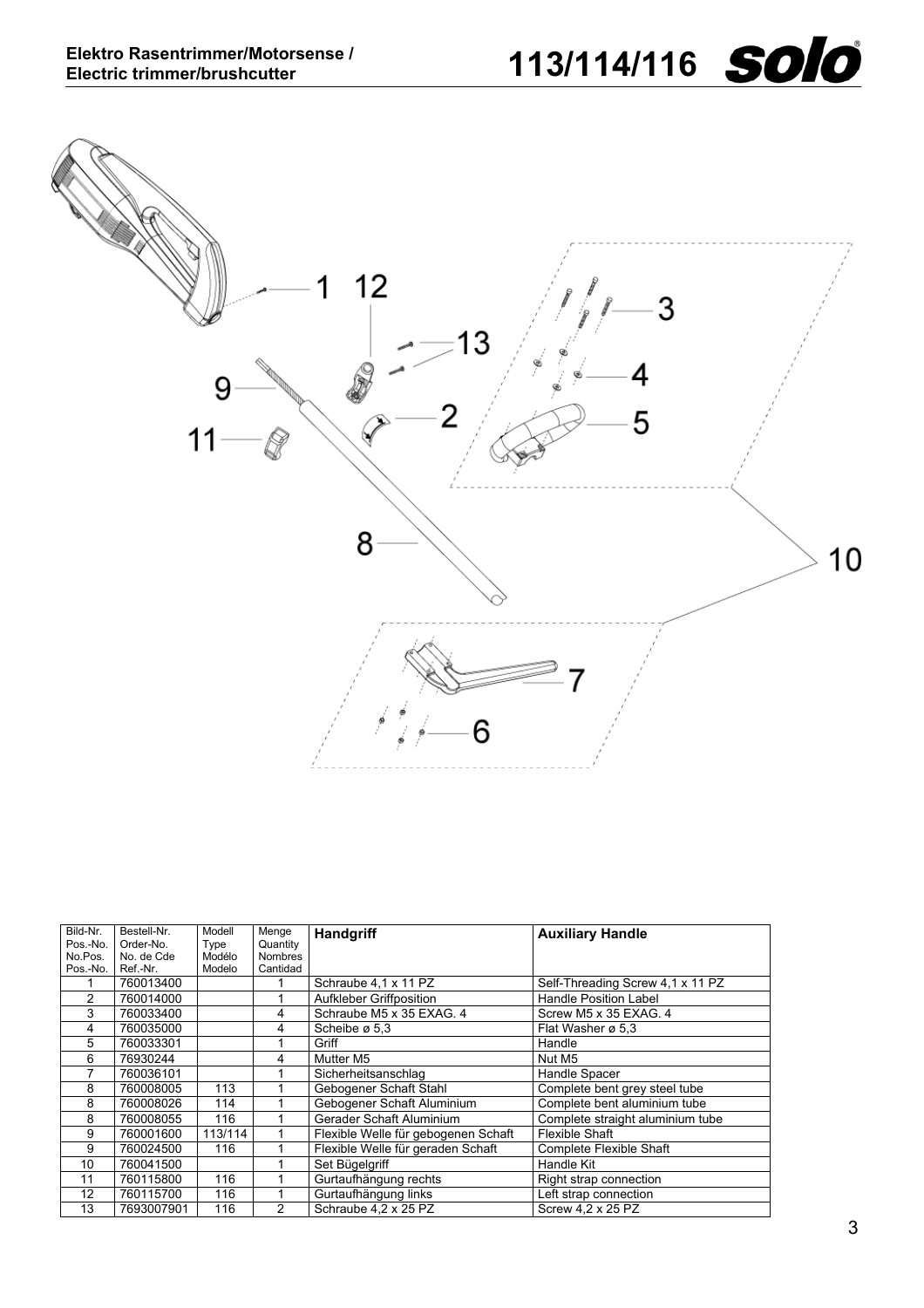| Bild-Nr. Pos.-No. No.Pos. Pos.-No. | Bestell-Nr. Order-No. No. de Cde Ref.-Nr. | Modell Type Modélo Modelo | Menge Quantity Nombres Cantidad | **Handgriff** | **Auxiliary Handle** |
|---|---|---|---|---|---|
| 1 | 760013400 | | 1 | Schraube 4,1 x 11 PZ | Self-Threading Screw 4,1 x 11 PZ |
| 2 | 760014000 | | 1 | Aufkleber Griffposition | Handle Position Label |
| 3 | 760033400 | | 4 | Schraube M5 x 35 EXAG. 4 | Screw M5 x 35 EXAG. 4 |
| 4 | 760035000 | | 4 | Scheibe ø 5,3 | Flat Washer ø 5,3 |
| 5 | 760033301 | | 1 | Griff | Handle |
| 6 | 76930244 | | 4 | Mutter M5 | Nut M5 |
| 7 | 760036101 | | 1 | Sicherheitsanschlag | Handle Spacer |
| 8 | 760008005 | 113 | 1 | Gebogener Schaft Stahl | Complete bent grey steel tube |
| 8 | 760008026 | 114 | 1 | Gebogener Schaft Aluminium | Complete bent aluminium tube |
| 8 | 760008055 | 116 | 1 | Gerader Schaft Aluminium | Complete straight aluminium tube |
| 9 | 760001600 | 113/114 | 1 | Flexible Welle für gebogenen Schaft | Flexible Shaft |
| 9 | 760024500 | 116 | 1 | Flexible Welle für geraden Schaft | Complete Flexible Shaft |
| 10 | 760041500 | | 1 | Set Bügelgriff | Handle Kit |
| 11 | 760115800 | 116 | 1 | Gurtaufhängung rechts | Right strap connection |
| 12 | 760115700 | 116 | 1 | Gurtaufhängung links | Left strap connection |
| 13 | 7693007901 | 116 | 2 | Schraube 4,2 x 25 PZ | Screw 4,2 x 25 PZ |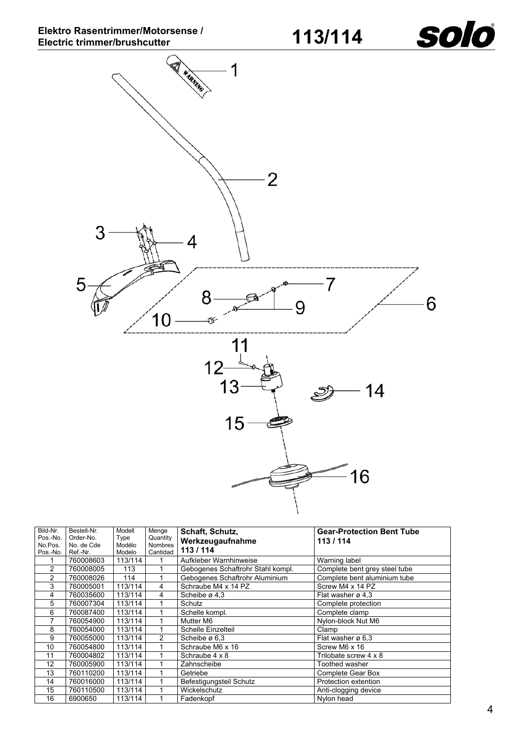# Elektro Rasentrimmer/Motorsense / Electric trimmer/brushcutter

# 113/114

| Bild-Nr. Pos.-No. No.Pos. Pos.-No. | Bestell-Nr. Order-No. No. de Cde Ref.-Nr. | Modell Type Modélo Modelo | Menge Quantity Nombres Cantidad | **Schaft, Schutz, Werkzeugaufnahme 113 / 114** | **Gear-Protection Bent Tube 113 / 114** |
|---|---|---|---|---|---|
| 1 | 760008603 | 113/114 | 1 | Aufkleber Warnhinweise | Warning label |
| 2 | 760008005 | 113 | 1 | Gebogenes Schaftrohr Stahl kompl. | Complete bent grey steel tube |
| 2 | 760008026 | 114 | 1 | Gebogenes Schaftrohr Aluminium | Complete bent aluminium tube |
| 3 | 760005001 | 113/114 | 4 | Schraube M4 x 14 PZ | Screw M4 x 14 PZ |
| 4 | 760035600 | 113/114 | 4 | Scheibe ø 4,3 | Flat washer ø 4,3 |
| 5 | 760007304 | 113/114 | 1 | Schutz | Complete protection |
| 6 | 760087400 | 113/114 | 1 | Schelle kompl. | Complete clamp |
| 7 | 760054900 | 113/114 | 1 | Mutter M6 | Nylon-block Nut M6 |
| 8 | 760054000 | 113/114 | 1 | Schelle Einzelteil | Clamp |
| 9 | 760055000 | 113/114 | 2 | Scheibe ø 6,3 | Flat washer ø 6,3 |
| 10 | 760054800 | 113/114 | 1 | Schraube M6 x 16 | Screw M6 x 16 |
| 11 | 760004802 | 113/114 | 1 | Schraube 4 x 8 | Trilobate screw 4 x 8 |
| 12 | 760005900 | 113/114 | 1 | Zahnscheibe | Toothed washer |
| 13 | 760110200 | 113/114 | 1 | Getriebe | Complete Gear Box |
| 14 | 760016000 | 113/114 | 1 | Befestigungsteil Schutz | Protection extention |
| 15 | 760110500 | 113/114 | 1 | Wickelschutz | Anti-clogging device |
| 16 | 6900650 | 113/114 | 1 | Fadenkopf | Nylon head |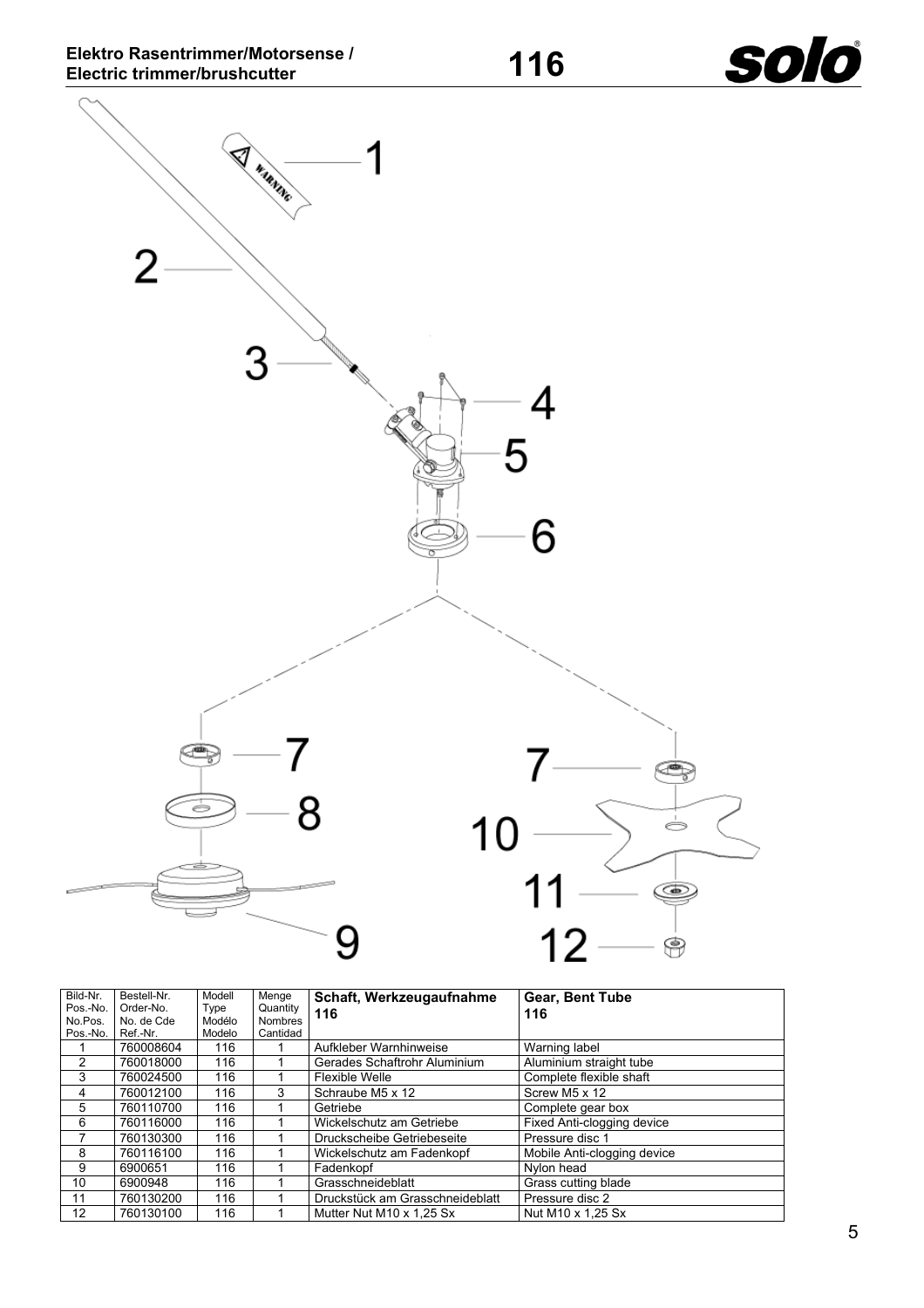# Elektro Rasentrimmer/Motorsense / Electric trimmer/brushcutter

# 116

| Bild-Nr. Pos.-No. No.Pos. Pos.-No. | Bestell-Nr. Order-No. No. de Cde Ref.-Nr. | Modell Type Modélo Modelo | Menge Quantity Nombres Cantidad | **Schaft, Werkzeugaufnahme 116** | **Gear, Bent Tube 116** |
|---|---|---|---|---|---|
| 1 | 760008604 | 116 | 1 | Aufkleber Warnhinweise | Warning label |
| 2 | 760018000 | 116 | 1 | Gerades Schaftrohr Aluminium | Aluminium straight tube |
| 3 | 760024500 | 116 | 1 | Flexible Welle | Complete flexible shaft |
| 4 | 760012100 | 116 | 3 | Schraube M5 x 12 | Screw M5 x 12 |
| 5 | 760110700 | 116 | 1 | Getriebe | Complete gear box |
| 6 | 760116000 | 116 | 1 | Wickelschutz am Getriebe | Fixed Anti-clogging device |
| 7 | 760130300 | 116 | 1 | Druckscheibe Getriebeseite | Pressure disc 1 |
| 8 | 760116100 | 116 | 1 | Wickelschutz am Fadenkopf | Mobile Anti-clogging device |
| 9 | 6900651 | 116 | 1 | Fadenkopf | Nylon head |
| 10 | 6900948 | 116 | 1 | Grasschneideblatt | Grass cutting blade |
| 11 | 760130200 | 116 | 1 | Druckstück am Grasschneideblatt | Pressure disc 2 |
| 12 | 760130100 | 116 | 1 | Mutter Nut M10 x 1,25 Sx | Nut M10 x 1,25 Sx |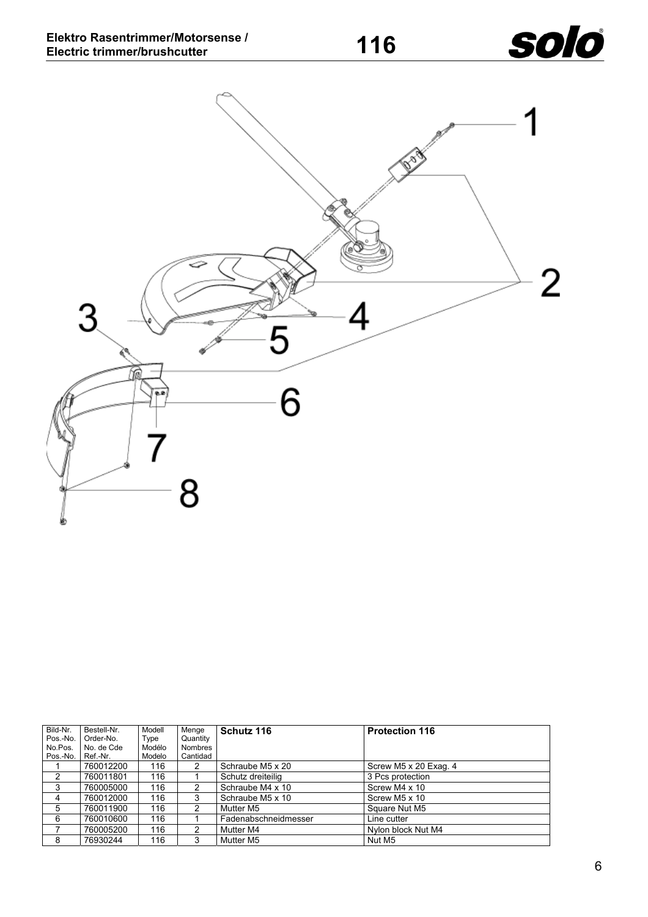| Bild-Nr. Pos.-No. No.Pos. Pos.-No. | Bestell-Nr. Order-No. No. de Cde Ref.-Nr. | Modell Type Modélo Modelo | Menge Quantity Nombres Cantidad | **Schutz 116** | **Protection 116** |
|---|---|---|---|---|---|
| 1 | 760012200 | 116 | 2 | Schraube M5 x 20 | Screw M5 x 20 Exag. 4 |
| 2 | 760011801 | 116 | 1 | Schutz dreiteilig | 3 Pcs protection |
| 3 | 760005000 | 116 | 2 | Schraube M4 x 10 | Screw M4 x 10 |
| 4 | 760012000 | 116 | 3 | Schraube M5 x 10 | Screw M5 x 10 |
| 5 | 760011900 | 116 | 2 | Mutter M5 | Square Nut M5 |
| 6 | 760010600 | 116 | 1 | Fadenabschneidmesser | Line cutter |
| 7 | 760005200 | 116 | 2 | Mutter M4 | Nylon block Nut M4 |
| 8 | 76930244 | 116 | 3 | Mutter M5 | Nut M5 |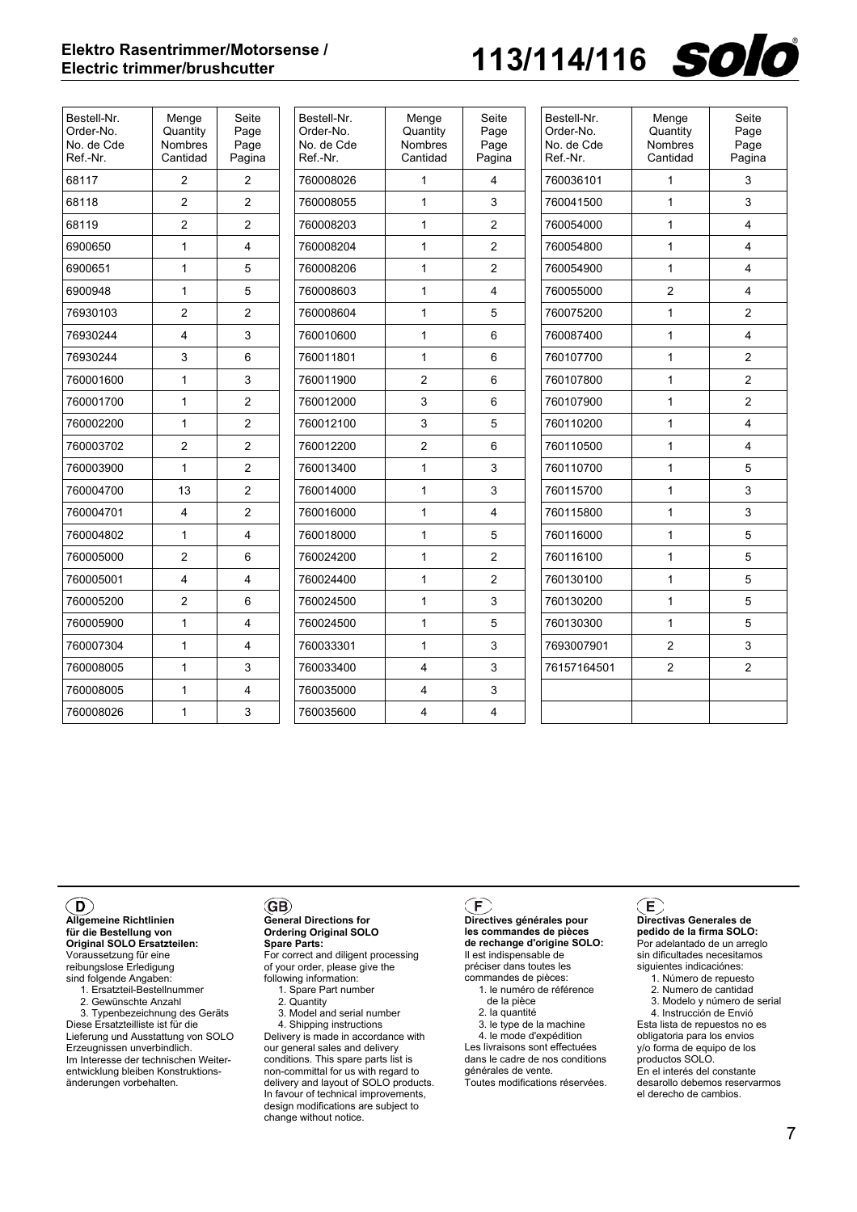| Bestell-Nr. Order-No. No. de Cde Ref.-Nr. | Menge Quantity Nombres Cantidad | Seite Page Page Pagina |
|---|---|---|
| 68117 | 2 | 2 |
| 68118 | 2 | 2 |
| 68119 | 2 | 2 |
| 6900650 | 1 | 4 |
| 6900651 | 1 | 5 |
| 6900948 | 1 | 5 |
| 76930103 | 2 | 2 |
| 76930244 | 4 | 3 |
| 76930244 | 3 | 6 |
| 760001600 | 1 | 3 |
| 760001700 | 1 | 2 |
| 760002200 | 1 | 2 |
| 760003702 | 2 | 2 |
| 760003900 | 1 | 2 |
| 760004700 | 13 | 2 |
| 760004701 | 4 | 2 |
| 760004802 | 1 | 4 |
| 760005000 | 2 | 6 |
| 760005001 | 4 | 4 |
| 760005200 | 2 | 6 |
| 760005900 | 1 | 4 |
| 760007304 | 1 | 4 |
| 760008005 | 1 | 3 |
| 760008005 | 1 | 4 |
| 760008026 | 1 | 3 |

| Bestell-Nr. Order-No. No. de Cde Ref.-Nr. | Menge Quantity Nombres Cantidad | Seite Page Page Pagina |
|---|---|---|
| 760008026 | 1 | 4 |
| 760008055 | 1 | 3 |
| 760008203 | 1 | 2 |
| 760008204 | 1 | 2 |
| 760008206 | 1 | 2 |
| 760008603 | 1 | 4 |
| 760008604 | 1 | 5 |
| 760010600 | 1 | 6 |
| 760011801 | 1 | 6 |
| 760011900 | 2 | 6 |
| 760012000 | 3 | 6 |
| 760012100 | 3 | 5 |
| 760012200 | 2 | 6 |
| 760013400 | 1 | 3 |
| 760014000 | 1 | 3 |
| 760016000 | 1 | 4 |
| 760018000 | 1 | 5 |
| 760024200 | 1 | 2 |
| 760024400 | 1 | 2 |
| 760024500 | 1 | 3 |
| 760024500 | 1 | 5 |
| 760033301 | 1 | 3 |
| 760033400 | 4 | 3 |
| 760035000 | 4 | 3 |
| 760035600 | 4 | 4 |

| Bestell-Nr. Order-No. No. de Cde Ref.-Nr. | Menge Quantity Nombres Cantidad | Seite Page Page Pagina |
|---|---|---|
| 760036101 | 1 | 3 |
| 760041500 | 1 | 3 |
| 760054000 | 1 | 4 |
| 760054800 | 1 | 4 |
| 760054900 | 1 | 4 |
| 760055000 | 2 | 4 |
| 760075200 | 1 | 2 |
| 760087400 | 1 | 4 |
| 760107700 | 1 | 2 |
| 760107800 | 1 | 2 |
| 760107900 | 1 | 2 |
| 760110200 | 1 | 4 |
| 760110500 | 1 | 4 |
| 760110700 | 1 | 5 |
| 760115700 | 1 | 3 |
| 760115800 | 1 | 3 |
| 760116000 | 1 | 5 |
| 760116100 | 1 | 5 |
| 760130100 | 1 | 5 |
| 760130200 | 1 | 5 |
| 760130300 | 1 | 5 |
| 7693007901 | 2 | 3 |
| 76157164501 | 2 | 2 |
| | | |
| | | |

**D**

**Allgemeine Richtlinien für die Bestellung von Original SOLO Ersatzteilen:**
Voraussetzung für eine reibungslose Erledigung sind folgende Angaben:
1. Ersatzteil-Bestellnummer
2. Gewünschte Anzahl
3. Typenbezeichnung des Geräts

Diese Ersatzteilliste ist für die Lieferung und Ausstattung von SOLO Erzeugnissen unverbindlich. Im Interesse der technischen Weiterentwicklung bleiben Konstruktionsänderungen vorbehalten.

**GB**

**General Directions for Ordering Original SOLO Spare Parts:**
For correct and diligent processing of your order, please give the following information:
1. Spare Part number
2. Quantity
3. Model and serial number
4. Shipping instructions

Delivery is made in accordance with our general sales and delivery conditions. This spare parts list is non-committal for us with regard to delivery and layout of SOLO products. In favour of technical improvements, design modifications are subject to change without notice.

**F**

**Directives générales pour les commandes de pièces de rechange d'origine SOLO:**
Il est indispensable de préciser dans toutes les commandes de pièces:
1. le numéro de référence de la pièce
2. la quantité
3. le type de la machine
4. le mode d'expédition

Les livraisons sont effectuées dans le cadre de nos conditions générales de vente.
Toutes modifications réservées.

**E**

**Directivas Generales de pedido de la firma SOLO:**
Por adelantado de un arreglo sin dificultades necesitamos siguientes indicaciónes:
1. Número de repuesto
2. Numero de cantidad
3. Modelo y número de serial
4. Instrucción de Envió

Esta lista de repuestos no es obligatoria para los envios y/o forma de equipo de los productos SOLO.
En el interés del constante desarollo debemos reservarmos el derecho de cambios.